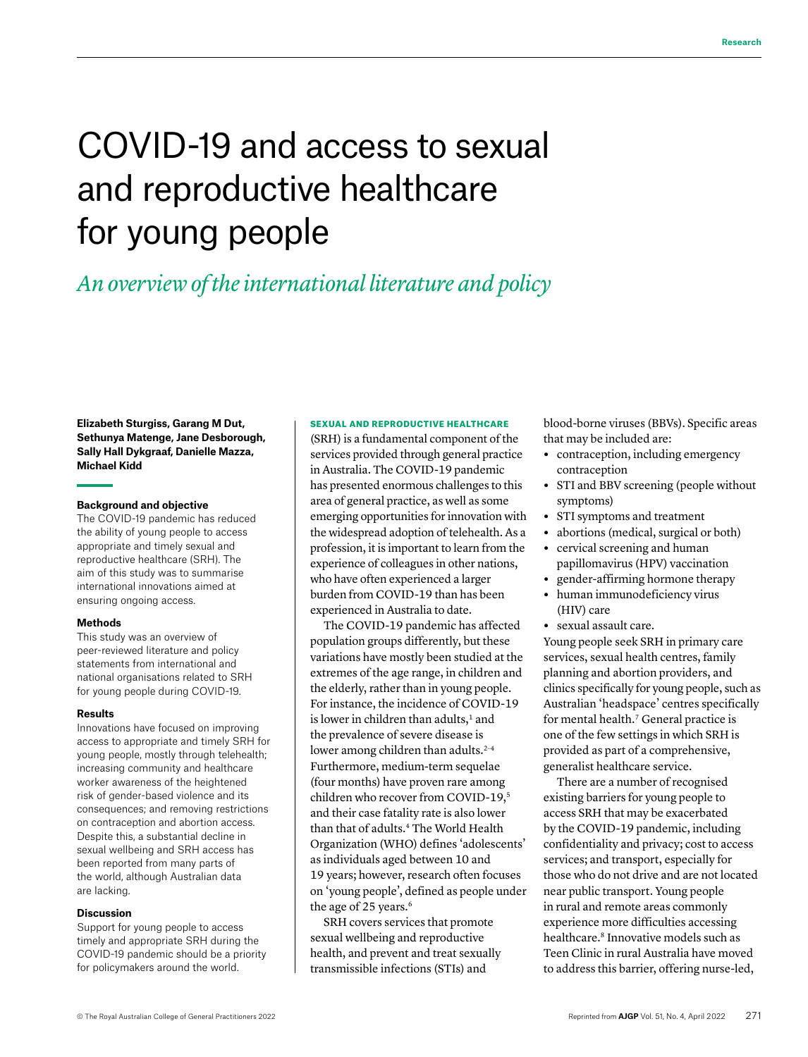# COVID-19 and access to sexual and reproductive healthcare for young people

*An overview of the international literature and policy*

**Elizabeth Sturgiss, Garang M Dut, Sethunya Matenge, Jane Desborough, Sally Hall Dykgraaf, Danielle Mazza, Michael Kidd**

### Background and objective

The COVID-19 pandemic has reduced the ability of young people to access appropriate and timely sexual and reproductive healthcare (SRH). The aim of this study was to summarise international innovations aimed at ensuring ongoing access.

### Methods

This study was an overview of peer-reviewed literature and policy statements from international and national organisations related to SRH for young people during COVID-19.

### Results

Innovations have focused on improving access to appropriate and timely SRH for young people, mostly through telehealth; increasing community and healthcare worker awareness of the heightened risk of gender-based violence and its consequences; and removing restrictions on contraception and abortion access. Despite this, a substantial decline in sexual wellbeing and SRH access has been reported from many parts of the world, although Australian data are lacking.

### Discussion

Support for young people to access timely and appropriate SRH during the COVID-19 pandemic should be a priority for policymakers around the world.

**SEXUAL AND REPRODUCTIVE HEALTHCARE** (SRH) is a fundamental component of the services provided through general practice in Australia. The COVID-19 pandemic has presented enormous challenges to this area of general practice, as well as some emerging opportunities for innovation with the widespread adoption of telehealth. As a profession, it is important to learn from the experience of colleagues in other nations, who have often experienced a larger burden from COVID-19 than has been experienced in Australia to date.

The COVID-19 pandemic has affected population groups differently, but these variations have mostly been studied at the extremes of the age range, in children and the elderly, rather than in young people. For instance, the incidence of COVID-19 is lower in children than adults,[1] and the prevalence of severe disease is lower among children than adults.[2–4] Furthermore, medium-term sequelae (four months) have proven rare among children who recover from COVID-19,[5] and their case fatality rate is also lower than that of adults.[4] The World Health Organization (WHO) defines 'adolescents' as individuals aged between 10 and 19 years; however, research often focuses on 'young people', defined as people under the age of 25 years.[6]

SRH covers services that promote sexual wellbeing and reproductive health, and prevent and treat sexually transmissible infections (STIs) and blood-borne viruses (BBVs). Specific areas that may be included are:

- contraception, including emergency contraception
- STI and BBV screening (people without symptoms)
- STI symptoms and treatment
- abortions (medical, surgical or both)
- cervical screening and human papillomavirus (HPV) vaccination
- gender-affirming hormone therapy
- human immunodeficiency virus (HIV) care
- sexual assault care.

Young people seek SRH in primary care services, sexual health centres, family planning and abortion providers, and clinics specifically for young people, such as Australian 'headspace' centres specifically for mental health.[7] General practice is one of the few settings in which SRH is provided as part of a comprehensive, generalist healthcare service.

There are a number of recognised existing barriers for young people to access SRH that may be exacerbated by the COVID-19 pandemic, including confidentiality and privacy; cost to access services; and transport, especially for those who do not drive and are not located near public transport. Young people in rural and remote areas commonly experience more difficulties accessing healthcare.[8] Innovative models such as Teen Clinic in rural Australia have moved to address this barrier, offering nurse-led,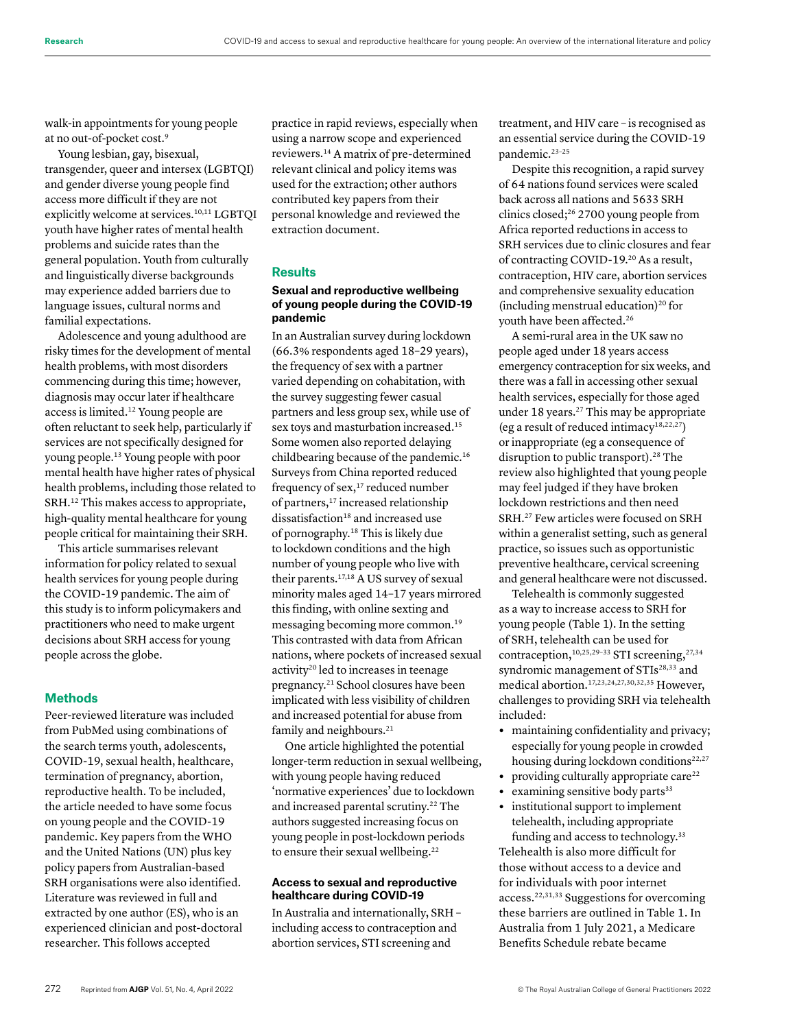walk-in appointments for young people at no out-of-pocket cost.[9]

Young lesbian, gay, bisexual, transgender, queer and intersex (LGBTQI) and gender diverse young people find access more difficult if they are not explicitly welcome at services.[10,11] LGBTQI youth have higher rates of mental health problems and suicide rates than the general population. Youth from culturally and linguistically diverse backgrounds may experience added barriers due to language issues, cultural norms and familial expectations.

Adolescence and young adulthood are risky times for the development of mental health problems, with most disorders commencing during this time; however, diagnosis may occur later if healthcare access is limited.[12] Young people are often reluctant to seek help, particularly if services are not specifically designed for young people.[13] Young people with poor mental health have higher rates of physical health problems, including those related to SRH.[12] This makes access to appropriate, high-quality mental healthcare for young people critical for maintaining their SRH.

This article summarises relevant information for policy related to sexual health services for young people during the COVID-19 pandemic. The aim of this study is to inform policymakers and practitioners who need to make urgent decisions about SRH access for young people across the globe.

## Methods

Peer-reviewed literature was included from PubMed using combinations of the search terms youth, adolescents, COVID-19, sexual health, healthcare, termination of pregnancy, abortion, reproductive health. To be included, the article needed to have some focus on young people and the COVID-19 pandemic. Key papers from the WHO and the United Nations (UN) plus key policy papers from Australian-based SRH organisations were also identified. Literature was reviewed in full and extracted by one author (ES), who is an experienced clinician and post-doctoral researcher. This follows accepted practice in rapid reviews, especially when using a narrow scope and experienced reviewers.[14] A matrix of pre-determined relevant clinical and policy items was used for the extraction; other authors contributed key papers from their personal knowledge and reviewed the extraction document.

## Results

### Sexual and reproductive wellbeing of young people during the COVID-19 pandemic

In an Australian survey during lockdown (66.3% respondents aged 18–29 years), the frequency of sex with a partner varied depending on cohabitation, with the survey suggesting fewer casual partners and less group sex, while use of sex toys and masturbation increased.[15] Some women also reported delaying childbearing because of the pandemic.[16] Surveys from China reported reduced frequency of sex,[17] reduced number of partners,[17] increased relationship dissatisfaction[18] and increased use of pornography.[18] This is likely due to lockdown conditions and the high number of young people who live with their parents.[17,18] A US survey of sexual minority males aged 14–17 years mirrored this finding, with online sexting and messaging becoming more common.[19] This contrasted with data from African nations, where pockets of increased sexual activity[20] led to increases in teenage pregnancy.[21] School closures have been implicated with less visibility of children and increased potential for abuse from family and neighbours.[21]

One article highlighted the potential longer-term reduction in sexual wellbeing, with young people having reduced 'normative experiences' due to lockdown and increased parental scrutiny.[22] The authors suggested increasing focus on young people in post-lockdown periods to ensure their sexual wellbeing.[22]

### Access to sexual and reproductive healthcare during COVID-19

In Australia and internationally, SRH – including access to contraception and abortion services, STI screening and treatment, and HIV care – is recognised as an essential service during the COVID-19 pandemic.[23–25]

Despite this recognition, a rapid survey of 64 nations found services were scaled back across all nations and 5633 SRH clinics closed;[26] 2700 young people from Africa reported reductions in access to SRH services due to clinic closures and fear of contracting COVID-19.[20] As a result, contraception, HIV care, abortion services and comprehensive sexuality education (including menstrual education)[20] for youth have been affected.[26]

A semi-rural area in the UK saw no people aged under 18 years access emergency contraception for six weeks, and there was a fall in accessing other sexual health services, especially for those aged under 18 years.[27] This may be appropriate (eg a result of reduced intimacy[18,22,27]) or inappropriate (eg a consequence of disruption to public transport).[28] The review also highlighted that young people may feel judged if they have broken lockdown restrictions and then need SRH.[27] Few articles were focused on SRH within a generalist setting, such as general practice, so issues such as opportunistic preventive healthcare, cervical screening and general healthcare were not discussed.

Telehealth is commonly suggested as a way to increase access to SRH for young people (Table 1). In the setting of SRH, telehealth can be used for contraception,[10,25,29–33] STI screening,[27,34] syndromic management of STIs[28,33] and medical abortion.[17,23,24,27,30,32,35] However, challenges to providing SRH via telehealth included:

- maintaining confidentiality and privacy; especially for young people in crowded housing during lockdown conditions[22,27]
- providing culturally appropriate care[22]
- examining sensitive body parts[33]
- institutional support to implement telehealth, including appropriate funding and access to technology.[33]

Telehealth is also more difficult for those without access to a device and for individuals with poor internet access.[22,31,33] Suggestions for overcoming these barriers are outlined in Table 1. In Australia from 1 July 2021, a Medicare Benefits Schedule rebate became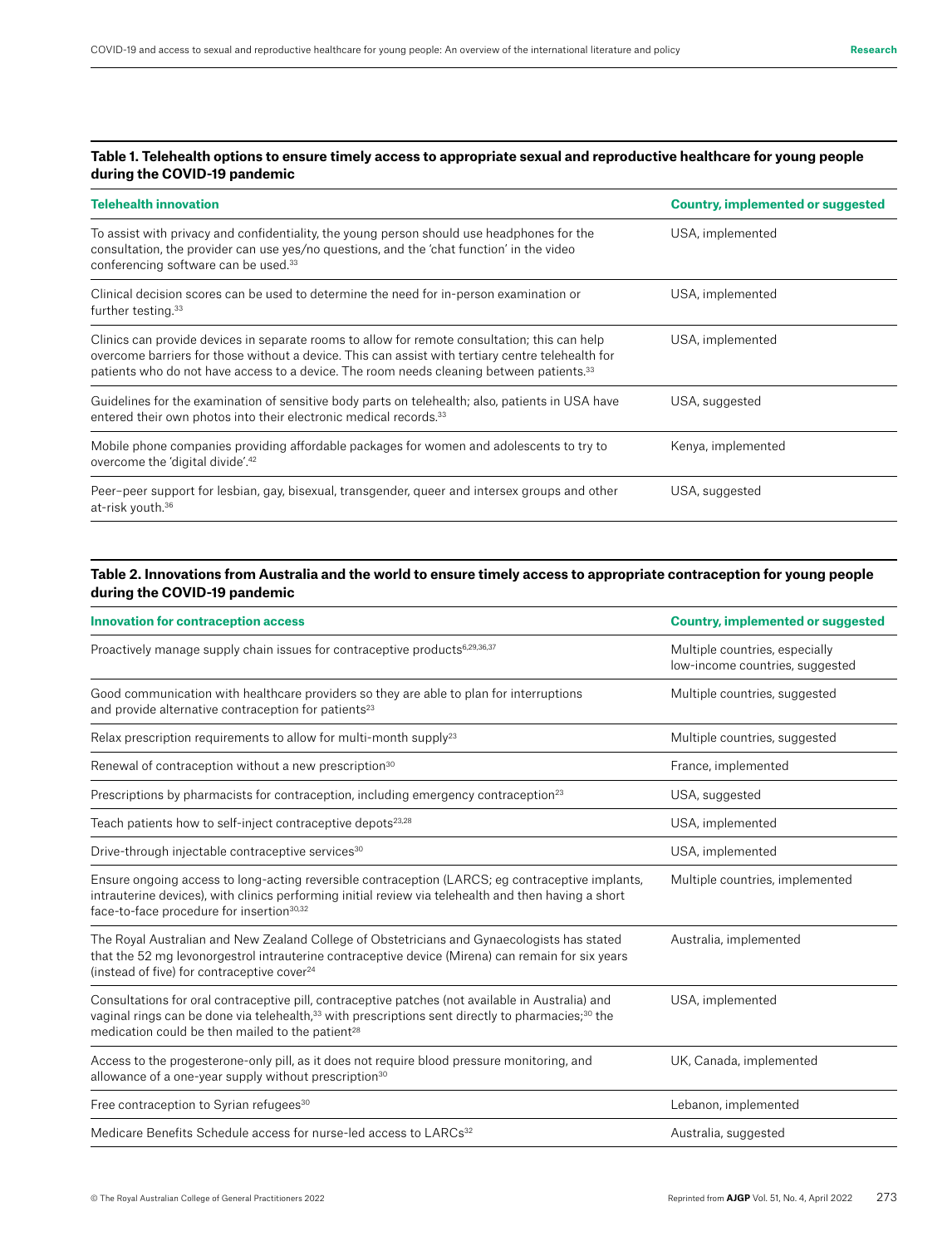**Table 1. Telehealth options to ensure timely access to appropriate sexual and reproductive healthcare for young people during the COVID-19 pandemic**

| Telehealth innovation | Country, implemented or suggested |
|---|---|
| To assist with privacy and confidentiality, the young person should use headphones for the consultation, the provider can use yes/no questions, and the 'chat function' in the video conferencing software can be used.[33] | USA, implemented |
| Clinical decision scores can be used to determine the need for in-person examination or further testing.[33] | USA, implemented |
| Clinics can provide devices in separate rooms to allow for remote consultation; this can help overcome barriers for those without a device. This can assist with tertiary centre telehealth for patients who do not have access to a device. The room needs cleaning between patients.[33] | USA, implemented |
| Guidelines for the examination of sensitive body parts on telehealth; also, patients in USA have entered their own photos into their electronic medical records.[33] | USA, suggested |
| Mobile phone companies providing affordable packages for women and adolescents to try to overcome the 'digital divide'.[42] | Kenya, implemented |
| Peer–peer support for lesbian, gay, bisexual, transgender, queer and intersex groups and other at-risk youth.[36] | USA, suggested |

**Table 2. Innovations from Australia and the world to ensure timely access to appropriate contraception for young people during the COVID-19 pandemic**

| Innovation for contraception access | Country, implemented or suggested |
|---|---|
| Proactively manage supply chain issues for contraceptive products[6,29,36,37] | Multiple countries, especially low-income countries, suggested |
| Good communication with healthcare providers so they are able to plan for interruptions and provide alternative contraception for patients[23] | Multiple countries, suggested |
| Relax prescription requirements to allow for multi-month supply[23] | Multiple countries, suggested |
| Renewal of contraception without a new prescription[30] | France, implemented |
| Prescriptions by pharmacists for contraception, including emergency contraception[23] | USA, suggested |
| Teach patients how to self-inject contraceptive depots[23,28] | USA, implemented |
| Drive-through injectable contraceptive services[30] | USA, implemented |
| Ensure ongoing access to long-acting reversible contraception (LARCS; eg contraceptive implants, intrauterine devices), with clinics performing initial review via telehealth and then having a short face-to-face procedure for insertion[30,32] | Multiple countries, implemented |
| The Royal Australian and New Zealand College of Obstetricians and Gynaecologists has stated that the 52 mg levonorgestrol intrauterine contraceptive device (Mirena) can remain for six years (instead of five) for contraceptive cover[24] | Australia, implemented |
| Consultations for oral contraceptive pill, contraceptive patches (not available in Australia) and vaginal rings can be done via telehealth,[33] with prescriptions sent directly to pharmacies;[30] the medication could be then mailed to the patient[28] | USA, implemented |
| Access to the progesterone-only pill, as it does not require blood pressure monitoring, and allowance of a one-year supply without prescription[30] | UK, Canada, implemented |
| Free contraception to Syrian refugees[30] | Lebanon, implemented |
| Medicare Benefits Schedule access for nurse-led access to LARCs[32] | Australia, suggested |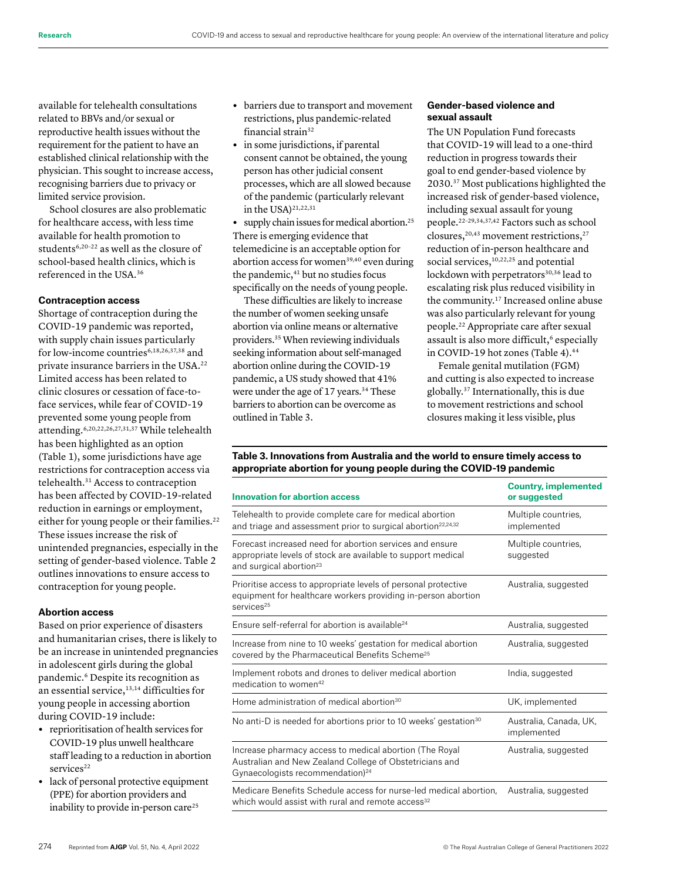available for telehealth consultations related to BBVs and/or sexual or reproductive health issues without the requirement for the patient to have an established clinical relationship with the physician. This sought to increase access, recognising barriers due to privacy or limited service provision.

School closures are also problematic for healthcare access, with less time available for health promotion to students[6,20–22] as well as the closure of school-based health clinics, which is referenced in the USA.[36]

### Contraception access

Shortage of contraception during the COVID-19 pandemic was reported, with supply chain issues particularly for low-income countries[6,18,26,37,38] and private insurance barriers in the USA.[22] Limited access has been related to clinic closures or cessation of face-to-face services, while fear of COVID-19 prevented some young people from attending.[6,20,22,26,27,31,37] While telehealth has been highlighted as an option (Table 1), some jurisdictions have age restrictions for contraception access via telehealth.[31] Access to contraception has been affected by COVID-19-related reduction in earnings or employment, either for young people or their families.[22] These issues increase the risk of unintended pregnancies, especially in the setting of gender-based violence. Table 2 outlines innovations to ensure access to contraception for young people.

### Abortion access

Based on prior experience of disasters and humanitarian crises, there is likely to be an increase in unintended pregnancies in adolescent girls during the global pandemic.[6] Despite its recognition as an essential service,[13,14] difficulties for young people in accessing abortion during COVID-19 include:

- reprioritisation of health services for COVID-19 plus unwell healthcare staff leading to a reduction in abortion services[22]
- lack of personal protective equipment (PPE) for abortion providers and inability to provide in-person care[25]
- barriers due to transport and movement restrictions, plus pandemic-related financial strain[32]
- in some jurisdictions, if parental consent cannot be obtained, the young person has other judicial consent processes, which are all slowed because of the pandemic (particularly relevant in the USA)[21,22,31]
- supply chain issues for medical abortion.[25]

There is emerging evidence that telemedicine is an acceptable option for abortion access for women[39,40] even during the pandemic,[41] but no studies focus specifically on the needs of young people.

These difficulties are likely to increase the number of women seeking unsafe abortion via online means or alternative providers.[35] When reviewing individuals seeking information about self-managed abortion online during the COVID-19 pandemic, a US study showed that 41% were under the age of 17 years.[34] These barriers to abortion can be overcome as outlined in Table 3.

### Gender-based violence and sexual assault

The UN Population Fund forecasts that COVID-19 will lead to a one-third reduction in progress towards their goal to end gender-based violence by 2030.[37] Most publications highlighted the increased risk of gender-based violence, including sexual assault for young people.[22–29,34,37,42] Factors such as school closures,[20,43] movement restrictions,[27] reduction of in-person healthcare and social services,[10,22,25] and potential lockdown with perpetrators[30,36] lead to escalating risk plus reduced visibility in the community.[17] Increased online abuse was also particularly relevant for young people.[22] Appropriate care after sexual assault is also more difficult,[6] especially in COVID-19 hot zones (Table 4).[44]

Female genital mutilation (FGM) and cutting is also expected to increase globally.[37] Internationally, this is due to movement restrictions and school closures making it less visible, plus

**Table 3. Innovations from Australia and the world to ensure timely access to appropriate abortion for young people during the COVID-19 pandemic**

| Innovation for abortion access | Country, implemented or suggested |
|---|---|
| Telehealth to provide complete care for medical abortion and triage and assessment prior to surgical abortion[22,24,32] | Multiple countries, implemented |
| Forecast increased need for abortion services and ensure appropriate levels of stock are available to support medical and surgical abortion[23] | Multiple countries, suggested |
| Prioritise access to appropriate levels of personal protective equipment for healthcare workers providing in-person abortion services[25] | Australia, suggested |
| Ensure self-referral for abortion is available[24] | Australia, suggested |
| Increase from nine to 10 weeks' gestation for medical abortion covered by the Pharmaceutical Benefits Scheme[25] | Australia, suggested |
| Implement robots and drones to deliver medical abortion medication to women[42] | India, suggested |
| Home administration of medical abortion[30] | UK, implemented |
| No anti-D is needed for abortions prior to 10 weeks' gestation[30] | Australia, Canada, UK, implemented |
| Increase pharmacy access to medical abortion (The Royal Australian and New Zealand College of Obstetricians and Gynaecologists recommendation)[24] | Australia, suggested |
| Medicare Benefits Schedule access for nurse-led medical abortion, which would assist with rural and remote access[32] | Australia, suggested |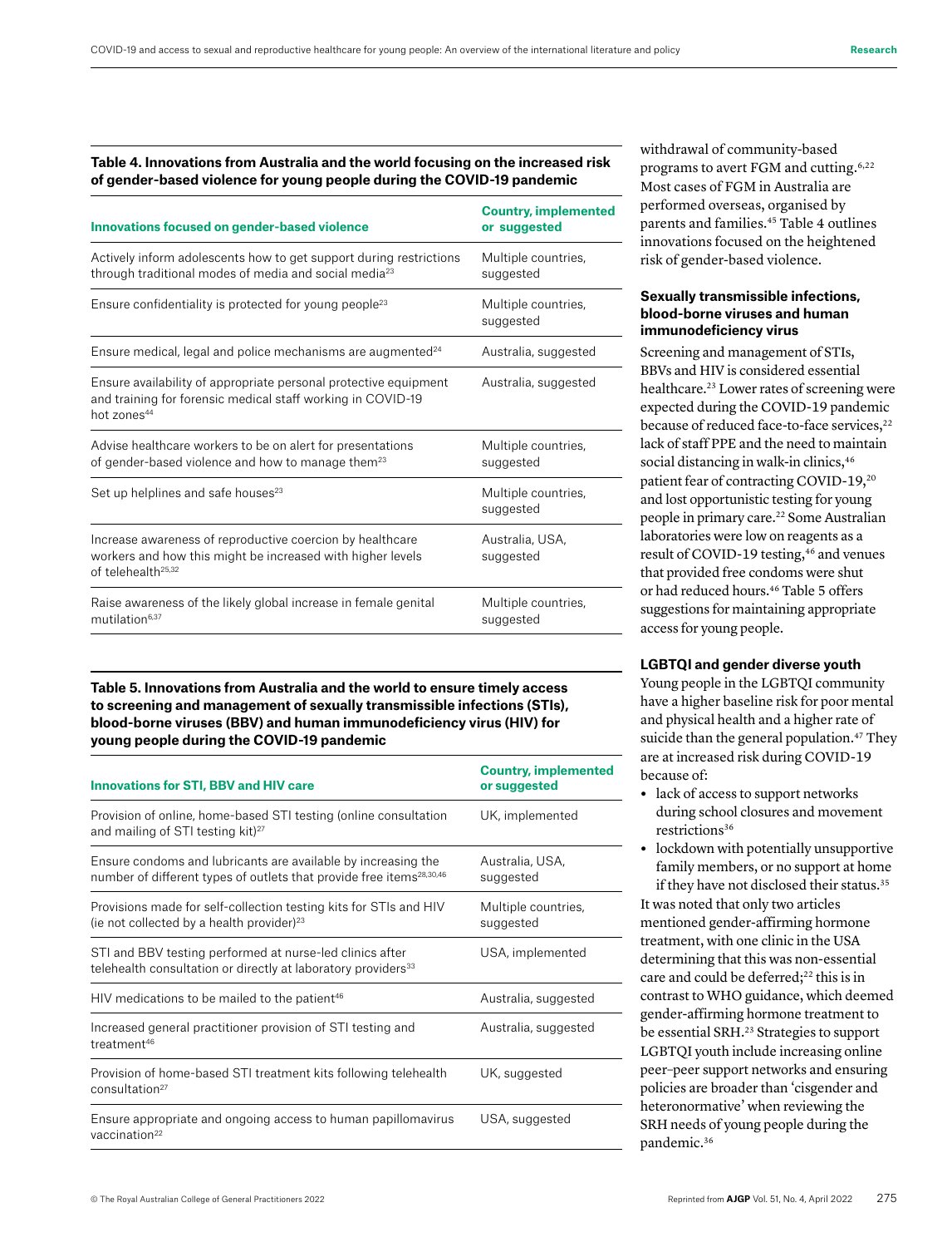**Table 4. Innovations from Australia and the world focusing on the increased risk of gender-based violence for young people during the COVID-19 pandemic**

| Innovations focused on gender-based violence | Country, implemented or suggested |
|---|---|
| Actively inform adolescents how to get support during restrictions through traditional modes of media and social media[23] | Multiple countries, suggested |
| Ensure confidentiality is protected for young people[23] | Multiple countries, suggested |
| Ensure medical, legal and police mechanisms are augmented[24] | Australia, suggested |
| Ensure availability of appropriate personal protective equipment and training for forensic medical staff working in COVID-19 hot zones[44] | Australia, suggested |
| Advise healthcare workers to be on alert for presentations of gender-based violence and how to manage them[23] | Multiple countries, suggested |
| Set up helplines and safe houses[23] | Multiple countries, suggested |
| Increase awareness of reproductive coercion by healthcare workers and how this might be increased with higher levels of telehealth[25,32] | Australia, USA, suggested |
| Raise awareness of the likely global increase in female genital mutilation[6,37] | Multiple countries, suggested |

**Table 5. Innovations from Australia and the world to ensure timely access to screening and management of sexually transmissible infections (STIs), blood-borne viruses (BBV) and human immunodeficiency virus (HIV) for young people during the COVID-19 pandemic**

| Innovations for STI, BBV and HIV care | Country, implemented or suggested |
|---|---|
| Provision of online, home-based STI testing (online consultation and mailing of STI testing kit)[27] | UK, implemented |
| Ensure condoms and lubricants are available by increasing the number of different types of outlets that provide free items[28,30,46] | Australia, USA, suggested |
| Provisions made for self-collection testing kits for STIs and HIV (ie not collected by a health provider)[23] | Multiple countries, suggested |
| STI and BBV testing performed at nurse-led clinics after telehealth consultation or directly at laboratory providers[33] | USA, implemented |
| HIV medications to be mailed to the patient[46] | Australia, suggested |
| Increased general practitioner provision of STI testing and treatment[46] | Australia, suggested |
| Provision of home-based STI treatment kits following telehealth consultation[27] | UK, suggested |
| Ensure appropriate and ongoing access to human papillomavirus vaccination[22] | USA, suggested |

withdrawal of community-based programs to avert FGM and cutting.[6,22] Most cases of FGM in Australia are performed overseas, organised by parents and families.[45] Table 4 outlines innovations focused on the heightened risk of gender-based violence.

### Sexually transmissible infections, blood-borne viruses and human immunodeficiency virus

Screening and management of STIs, BBVs and HIV is considered essential healthcare.[23] Lower rates of screening were expected during the COVID-19 pandemic because of reduced face-to-face services,[22] lack of staff PPE and the need to maintain social distancing in walk-in clinics,[46] patient fear of contracting COVID-19,[20] and lost opportunistic testing for young people in primary care.[22] Some Australian laboratories were low on reagents as a result of COVID-19 testing,[46] and venues that provided free condoms were shut or had reduced hours.[46] Table 5 offers suggestions for maintaining appropriate access for young people.

### LGBTQI and gender diverse youth

Young people in the LGBTQI community have a higher baseline risk for poor mental and physical health and a higher rate of suicide than the general population.[47] They are at increased risk during COVID-19 because of:

- lack of access to support networks during school closures and movement restrictions[36]
- lockdown with potentially unsupportive family members, or no support at home if they have not disclosed their status.[35]

It was noted that only two articles mentioned gender-affirming hormone treatment, with one clinic in the USA determining that this was non-essential care and could be deferred;[22] this is in contrast to WHO guidance, which deemed gender-affirming hormone treatment to be essential SRH.[23] Strategies to support LGBTQI youth include increasing online peer–peer support networks and ensuring policies are broader than 'cisgender and heteronormative' when reviewing the SRH needs of young people during the pandemic.[36]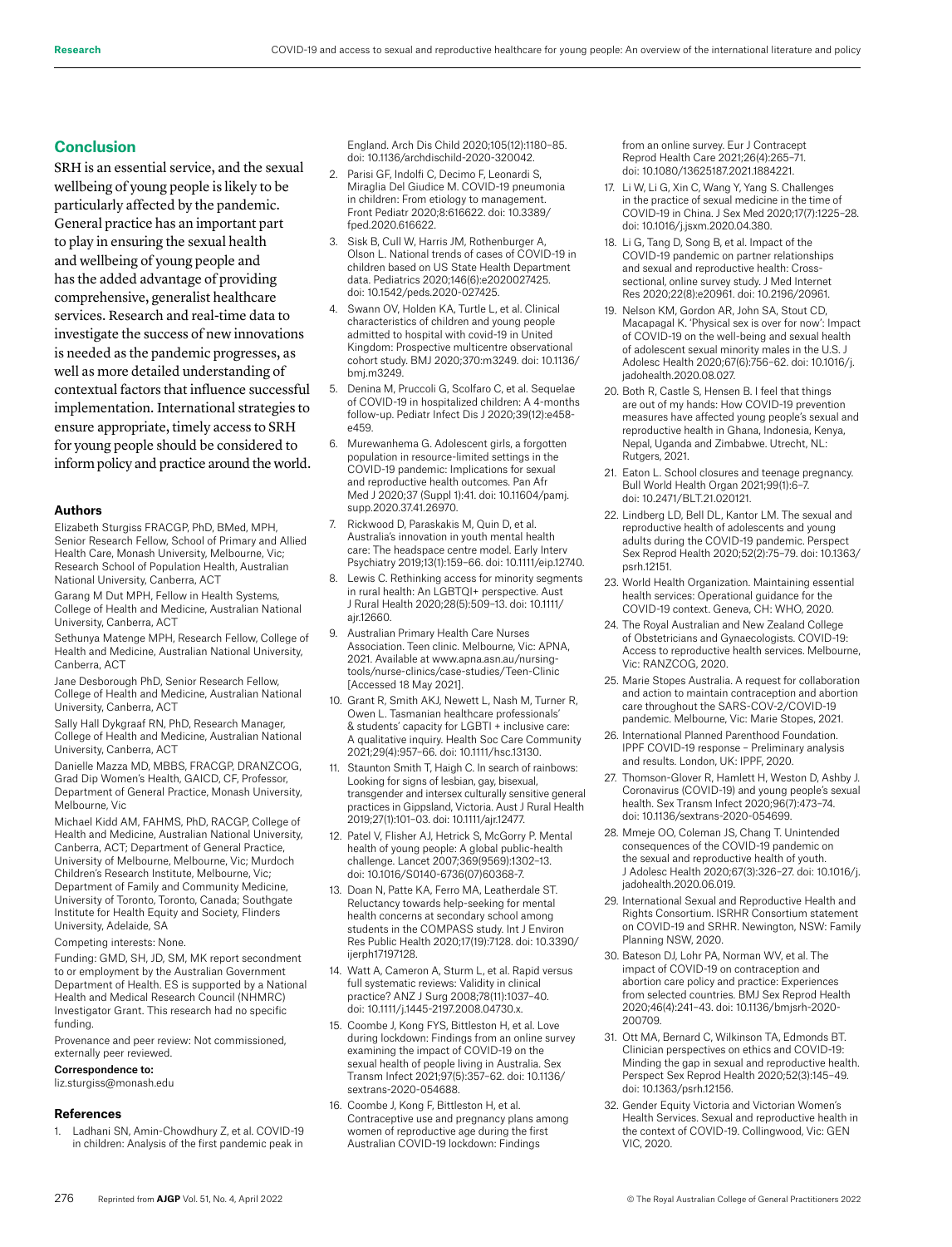## Conclusion

SRH is an essential service, and the sexual wellbeing of young people is likely to be particularly affected by the pandemic. General practice has an important part to play in ensuring the sexual health and wellbeing of young people and has the added advantage of providing comprehensive, generalist healthcare services. Research and real-time data to investigate the success of new innovations is needed as the pandemic progresses, as well as more detailed understanding of contextual factors that influence successful implementation. International strategies to ensure appropriate, timely access to SRH for young people should be considered to inform policy and practice around the world.

### Authors

Elizabeth Sturgiss FRACGP, PhD, BMed, MPH, Senior Research Fellow, School of Primary and Allied Health Care, Monash University, Melbourne, Vic; Research School of Population Health, Australian National University, Canberra, ACT

Garang M Dut MPH, Fellow in Health Systems, College of Health and Medicine, Australian National University, Canberra, ACT

Sethunya Matenge MPH, Research Fellow, College of Health and Medicine, Australian National University, Canberra, ACT

Jane Desborough PhD, Senior Research Fellow, College of Health and Medicine, Australian National University, Canberra, ACT

Sally Hall Dykgraaf RN, PhD, Research Manager, College of Health and Medicine, Australian National University, Canberra, ACT

Danielle Mazza MD, MBBS, FRACGP, DRANZCOG, Grad Dip Women's Health, GAICD, CF, Professor, Department of General Practice, Monash University, Melbourne, Vic

Michael Kidd AM, FAHMS, PhD, RACGP, College of Health and Medicine, Australian National University, Canberra, ACT; Department of General Practice, University of Melbourne, Melbourne, Vic; Murdoch Children's Research Institute, Melbourne, Vic; Department of Family and Community Medicine, University of Toronto, Toronto, Canada; Southgate Institute for Health Equity and Society, Flinders University, Adelaide, SA

Competing interests: None.

Funding: GMD, SH, JD, SM, MK report secondment to or employment by the Australian Government Department of Health. ES is supported by a National Health and Medical Research Council (NHMRC) Investigator Grant. This research had no specific funding.

Provenance and peer review: Not commissioned, externally peer reviewed.

**Correspondence to:**
liz.sturgiss@monash.edu

### References

1. Ladhani SN, Amin-Chowdhury Z, et al. COVID-19 in children: Analysis of the first pandemic peak in England. Arch Dis Child 2020;105(12):1180–85. doi: 10.1136/archdischild-2020-320042.
2. Parisi GF, Indolfi C, Decimo F, Leonardi S, Miraglia Del Giudice M. COVID-19 pneumonia in children: From etiology to management. Front Pediatr 2020;8:616622. doi: 10.3389/fped.2020.616622.
3. Sisk B, Cull W, Harris JM, Rothenburger A, Olson L. National trends of cases of COVID-19 in children based on US State Health Department data. Pediatrics 2020;146(6):e2020027425. doi: 10.1542/peds.2020-027425.
4. Swann OV, Holden KA, Turtle L, et al. Clinical characteristics of children and young people admitted to hospital with covid-19 in United Kingdom: Prospective multicentre observational cohort study. BMJ 2020;370:m3249. doi: 10.1136/bmj.m3249.
5. Denina M, Pruccoli G, Scolfaro C, et al. Sequelae of COVID-19 in hospitalized children: A 4-months follow-up. Pediatr Infect Dis J 2020;39(12):e458–e459.
6. Murewanhema G. Adolescent girls, a forgotten population in resource-limited settings in the COVID-19 pandemic: Implications for sexual and reproductive health outcomes. Pan Afr Med J 2020;37 (Suppl 1):41. doi: 10.11604/pamj.supp.2020.37.41.26970.
7. Rickwood D, Paraskakis M, Quin D, et al. Australia's innovation in youth mental health care: The headspace centre model. Early Interv Psychiatry 2019;13(1):159–66. doi: 10.1111/eip.12740.
8. Lewis C. Rethinking access for minority segments in rural health: An LGBTQI+ perspective. Aust J Rural Health 2020;28(5):509–13. doi: 10.1111/ajr.12660.
9. Australian Primary Health Care Nurses Association. Teen clinic. Melbourne, Vic: APNA, 2021. Available at www.apna.asn.au/nursing-tools/nurse-clinics/case-studies/Teen-Clinic [Accessed 18 May 2021].
10. Grant R, Smith AKJ, Newett L, Nash M, Turner R, Owen L. Tasmanian healthcare professionals' & students' capacity for LGBTI + inclusive care: A qualitative inquiry. Health Soc Care Community 2021;29(4):957–66. doi: 10.1111/hsc.13130.
11. Staunton Smith T, Haigh C. In search of rainbows: Looking for signs of lesbian, gay, bisexual, transgender and intersex culturally sensitive general practices in Gippsland, Victoria. Aust J Rural Health 2019;27(1):101–03. doi: 10.1111/ajr.12477.
12. Patel V, Flisher AJ, Hetrick S, McGorry P. Mental health of young people: A global public-health challenge. Lancet 2007;369(9569):1302–13. doi: 10.1016/S0140-6736(07)60368-7.
13. Doan N, Patte KA, Ferro MA, Leatherdale ST. Reluctancy towards help-seeking for mental health concerns at secondary school among students in the COMPASS study. Int J Environ Res Public Health 2020;17(19):7128. doi: 10.3390/ijerph17197128.
14. Watt A, Cameron A, Sturm L, et al. Rapid versus full systematic reviews: Validity in clinical practice? ANZ J Surg 2008;78(11):1037–40. doi: 10.1111/j.1445-2197.2008.04730.x.
15. Coombe J, Kong FYS, Bittleston H, et al. Love during lockdown: Findings from an online survey examining the impact of COVID-19 on the sexual health of people living in Australia. Sex Transm Infect 2021;97(5):357–62. doi: 10.1136/sextrans-2020-054688.
16. Coombe J, Kong F, Bittleston H, et al. Contraceptive use and pregnancy plans among women of reproductive age during the first Australian COVID-19 lockdown: Findings from an online survey. Eur J Contracept Reprod Health Care 2021;26(4):265–71. doi: 10.1080/13625187.2021.1884221.
17. Li W, Li G, Xin C, Wang Y, Yang S. Challenges in the practice of sexual medicine in the time of COVID-19 in China. J Sex Med 2020;17(7):1225–28. doi: 10.1016/j.jsxm.2020.04.380.
18. Li G, Tang D, Song B, et al. Impact of the COVID-19 pandemic on partner relationships and sexual and reproductive health: Cross-sectional, online survey study. J Med Internet Res 2020;22(8):e20961. doi: 10.2196/20961.
19. Nelson KM, Gordon AR, John SA, Stout CD, Macapagal K. 'Physical sex is over for now': Impact of COVID-19 on the well-being and sexual health of adolescent sexual minority males in the U.S. J Adolesc Health 2020;67(6):756–62. doi: 10.1016/j.jadohealth.2020.08.027.
20. Both R, Castle S, Hensen B. I feel that things are out of my hands: How COVID-19 prevention measures have affected young people's sexual and reproductive health in Ghana, Indonesia, Kenya, Nepal, Uganda and Zimbabwe. Utrecht, NL: Rutgers, 2021.
21. Eaton L. School closures and teenage pregnancy. Bull World Health Organ 2021;99(1):6–7. doi: 10.2471/BLT.21.020121.
22. Lindberg LD, Bell DL, Kantor LM. The sexual and reproductive health of adolescents and young adults during the COVID-19 pandemic. Perspect Sex Reprod Health 2020;52(2):75–79. doi: 10.1363/psrh.12151.
23. World Health Organization. Maintaining essential health services: Operational guidance for the COVID-19 context. Geneva, CH: WHO, 2020.
24. The Royal Australian and New Zealand College of Obstetricians and Gynaecologists. COVID-19: Access to reproductive health services. Melbourne, Vic: RANZCOG, 2020.
25. Marie Stopes Australia. A request for collaboration and action to maintain contraception and abortion care throughout the SARS-COV-2/COVID-19 pandemic. Melbourne, Vic: Marie Stopes, 2021.
26. International Planned Parenthood Foundation. IPPF COVID-19 response – Preliminary analysis and results. London, UK: IPPF, 2020.
27. Thomson-Glover R, Hamlett H, Weston D, Ashby J. Coronavirus (COVID-19) and young people's sexual health. Sex Transm Infect 2020;96(7):473–74. doi: 10.1136/sextrans-2020-054699.
28. Mmeje OO, Coleman JS, Chang T. Unintended consequences of the COVID-19 pandemic on the sexual and reproductive health of youth. J Adolesc Health 2020;67(3):326–27. doi: 10.1016/j.jadohealth.2020.06.019.
29. International Sexual and Reproductive Health and Rights Consortium. ISRHR Consortium statement on COVID-19 and SRHR. Newington, NSW: Family Planning NSW, 2020.
30. Bateson DJ, Lohr PA, Norman WV, et al. The impact of COVID-19 on contraception and abortion care policy and practice: Experiences from selected countries. BMJ Sex Reprod Health 2020;46(4):241–43. doi: 10.1136/bmjsrh-2020-200709.
31. Ott MA, Bernard C, Wilkinson TA, Edmonds BT. Clinician perspectives on ethics and COVID-19: Minding the gap in sexual and reproductive health. Perspect Sex Reprod Health 2020;52(3):145–49. doi: 10.1363/psrh.12156.
32. Gender Equity Victoria and Victorian Women's Health Services. Sexual and reproductive health in the context of COVID-19. Collingwood, Vic: GEN VIC, 2020.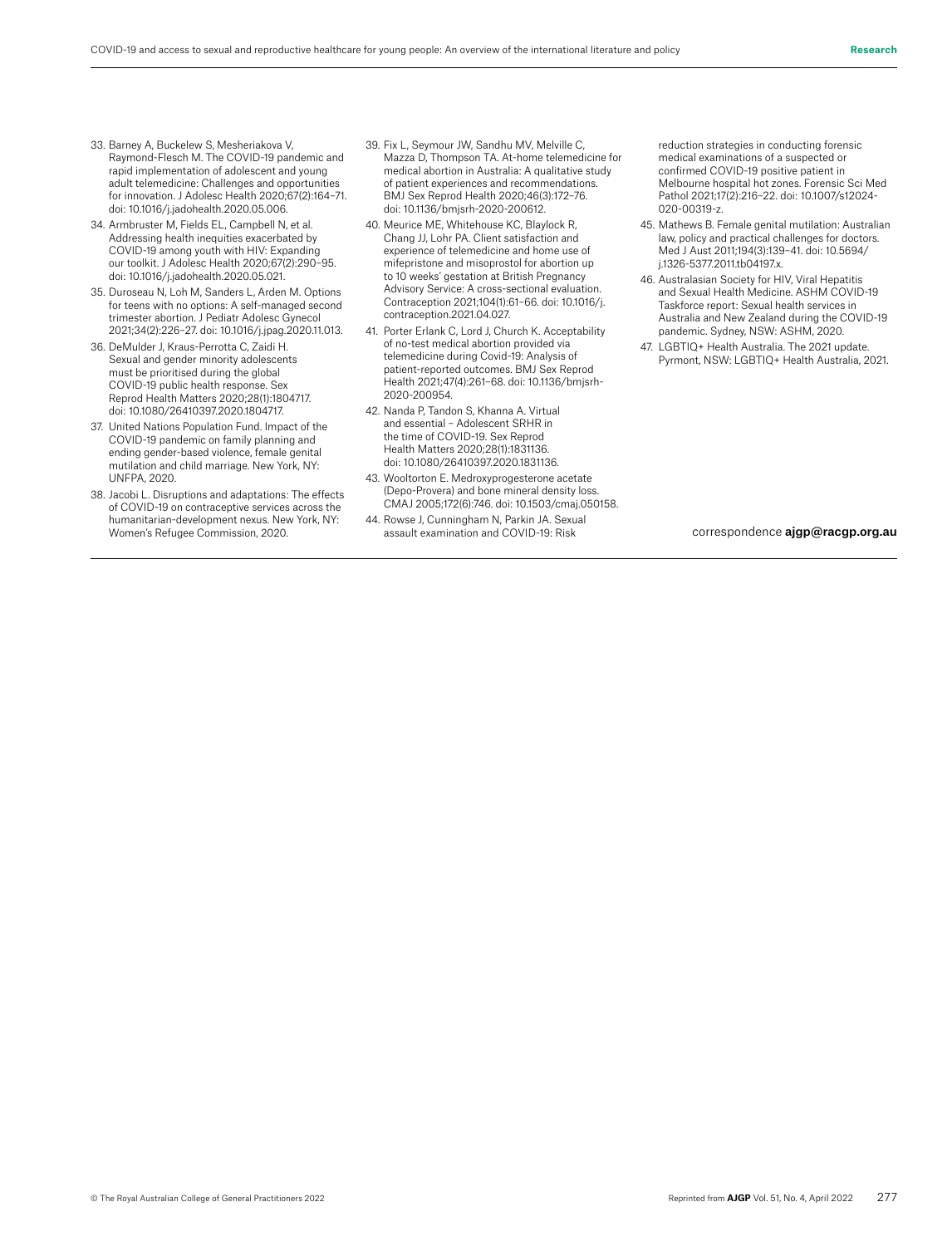33. Barney A, Buckelew S, Mesheriakova V, Raymond-Flesch M. The COVID-19 pandemic and rapid implementation of adolescent and young adult telemedicine: Challenges and opportunities for innovation. J Adolesc Health 2020;67(2):164–71. doi: 10.1016/j.jadohealth.2020.05.006.
34. Armbruster M, Fields EL, Campbell N, et al. Addressing health inequities exacerbated by COVID-19 among youth with HIV: Expanding our toolkit. J Adolesc Health 2020;67(2):290–95. doi: 10.1016/j.jadohealth.2020.05.021.
35. Duroseau N, Loh M, Sanders L, Arden M. Options for teens with no options: A self-managed second trimester abortion. J Pediatr Adolesc Gynecol 2021;34(2):226–27. doi: 10.1016/j.jpag.2020.11.013.
36. DeMulder J, Kraus-Perrotta C, Zaidi H. Sexual and gender minority adolescents must be prioritised during the global COVID-19 public health response. Sex Reprod Health Matters 2020;28(1):1804717. doi: 10.1080/26410397.2020.1804717.
37. United Nations Population Fund. Impact of the COVID-19 pandemic on family planning and ending gender-based violence, female genital mutilation and child marriage. New York, NY: UNFPA, 2020.
38. Jacobi L. Disruptions and adaptations: The effects of COVID-19 on contraceptive services across the humanitarian-development nexus. New York, NY: Women's Refugee Commission, 2020.
39. Fix L, Seymour JW, Sandhu MV, Melville C, Mazza D, Thompson TA. At-home telemedicine for medical abortion in Australia: A qualitative study of patient experiences and recommendations. BMJ Sex Reprod Health 2020;46(3):172–76. doi: 10.1136/bmjsrh-2020-200612.
40. Meurice ME, Whitehouse KC, Blaylock R, Chang JJ, Lohr PA. Client satisfaction and experience of telemedicine and home use of mifepristone and misoprostol for abortion up to 10 weeks' gestation at British Pregnancy Advisory Service: A cross-sectional evaluation. Contraception 2021;104(1):61–66. doi: 10.1016/j.contraception.2021.04.027.
41. Porter Erlank C, Lord J, Church K. Acceptability of no-test medical abortion provided via telemedicine during Covid-19: Analysis of patient-reported outcomes. BMJ Sex Reprod Health 2021;47(4):261–68. doi: 10.1136/bmjsrh-2020-200954.
42. Nanda P, Tandon S, Khanna A. Virtual and essential – Adolescent SRHR in the time of COVID-19. Sex Reprod Health Matters 2020;28(1):1831136. doi: 10.1080/26410397.2020.1831136.
43. Wooltorton E. Medroxyprogesterone acetate (Depo-Provera) and bone mineral density loss. CMAJ 2005;172(6):746. doi: 10.1503/cmaj.050158.
44. Rowse J, Cunningham N, Parkin JA. Sexual assault examination and COVID-19: Risk reduction strategies in conducting forensic medical examinations of a suspected or confirmed COVID-19 positive patient in Melbourne hospital hot zones. Forensic Sci Med Pathol 2021;17(2):216–22. doi: 10.1007/s12024-020-00319-z.
45. Mathews B. Female genital mutilation: Australian law, policy and practical challenges for doctors. Med J Aust 2011;194(3):139–41. doi: 10.5694/j.1326-5377.2011.tb04197.x.
46. Australasian Society for HIV, Viral Hepatitis and Sexual Health Medicine. ASHM COVID-19 Taskforce report: Sexual health services in Australia and New Zealand during the COVID-19 pandemic. Sydney, NSW: ASHM, 2020.
47. LGBTIQ+ Health Australia. The 2021 update. Pyrmont, NSW: LGBTIQ+ Health Australia, 2021.

correspondence **ajgp@racgp.org.au**